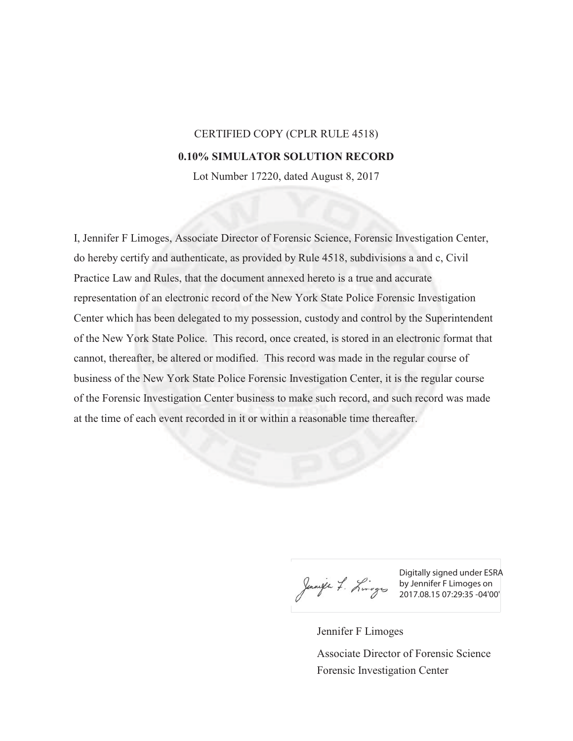CERTIFIED COPY (CPLR RULE 4518)

**0.10% SIMULATOR SOLUTION RECORD**

Lot Number 17220, dated August 8, 2017

I, Jennifer F Limoges, Associate Director of Forensic Science, Forensic Investigation Center, do hereby certify and authenticate, as provided by Rule 4518, subdivisions a and c, Civil Practice Law and Rules, that the document annexed hereto is a true and accurate representation of an electronic record of the New York State Police Forensic Investigation Center which has been delegated to my possession, custody and control by the Superintendent of the New York State Police. This record, once created, is stored in an electronic format that cannot, thereafter, be altered or modified. This record was made in the regular course of business of the New York State Police Forensic Investigation Center, it is the regular course of the Forensic Investigation Center business to make such record, and such record was made at the time of each event recorded in it or within a reasonable time thereafter.

Digitally signed under ESRA by Jennifer F Limoges on 2017.08.15 07:29:35 -04'00'

Jennifer F Limoges

Associate Director of Forensic Science

Forensic Investigation Center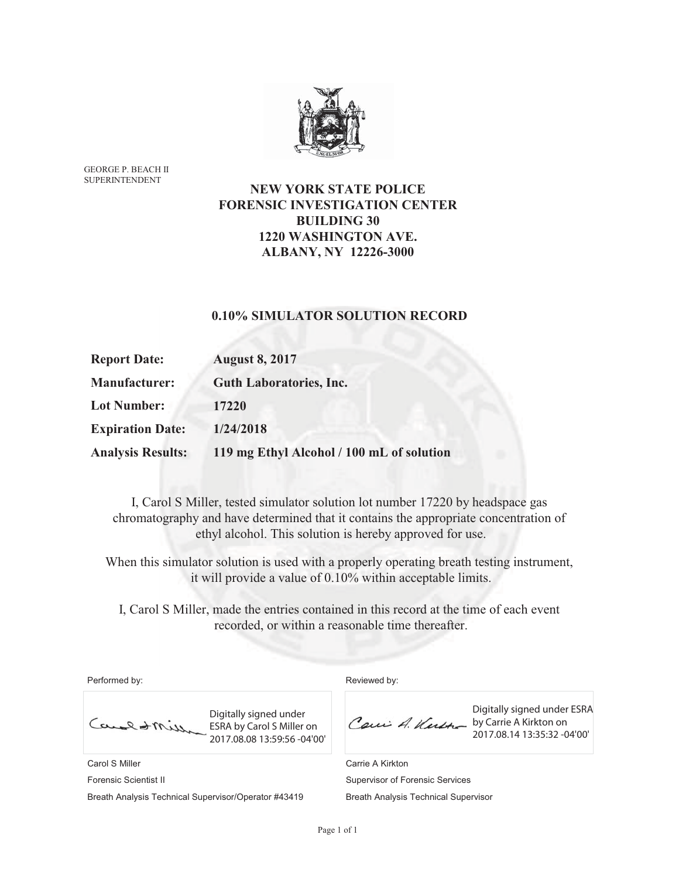GEORGE P. BEACH II
SUPERINTENDENT

**NEW YORK STATE POLICE**
**FORENSIC INVESTIGATION CENTER**
**BUILDING 30**
**1220 WASHINGTON AVE.**
**ALBANY, NY 12226-3000**

## 0.10% SIMULATOR SOLUTION RECORD

| | |
|---|---|
| **Report Date:** | **August 8, 2017** |
| **Manufacturer:** | **Guth Laboratories, Inc.** |
| **Lot Number:** | **17220** |
| **Expiration Date:** | **1/24/2018** |
| **Analysis Results:** | **119 mg Ethyl Alcohol / 100 mL of solution** |

I, Carol S Miller, tested simulator solution lot number 17220 by headspace gas chromatography and have determined that it contains the appropriate concentration of ethyl alcohol. This solution is hereby approved for use.

When this simulator solution is used with a properly operating breath testing instrument, it will provide a value of 0.10% within acceptable limits.

I, Carol S Miller, made the entries contained in this record at the time of each event recorded, or within a reasonable time thereafter.

Performed by:

Digitally signed under ESRA by Carol S Miller on 2017.08.08 13:59:56 -04'00'

Carol S Miller
Forensic Scientist II
Breath Analysis Technical Supervisor/Operator #43419

Reviewed by:

Digitally signed under ESRA by Carrie A Kirkton on 2017.08.14 13:35:32 -04'00'

Carrie A Kirkton
Supervisor of Forensic Services
Breath Analysis Technical Supervisor